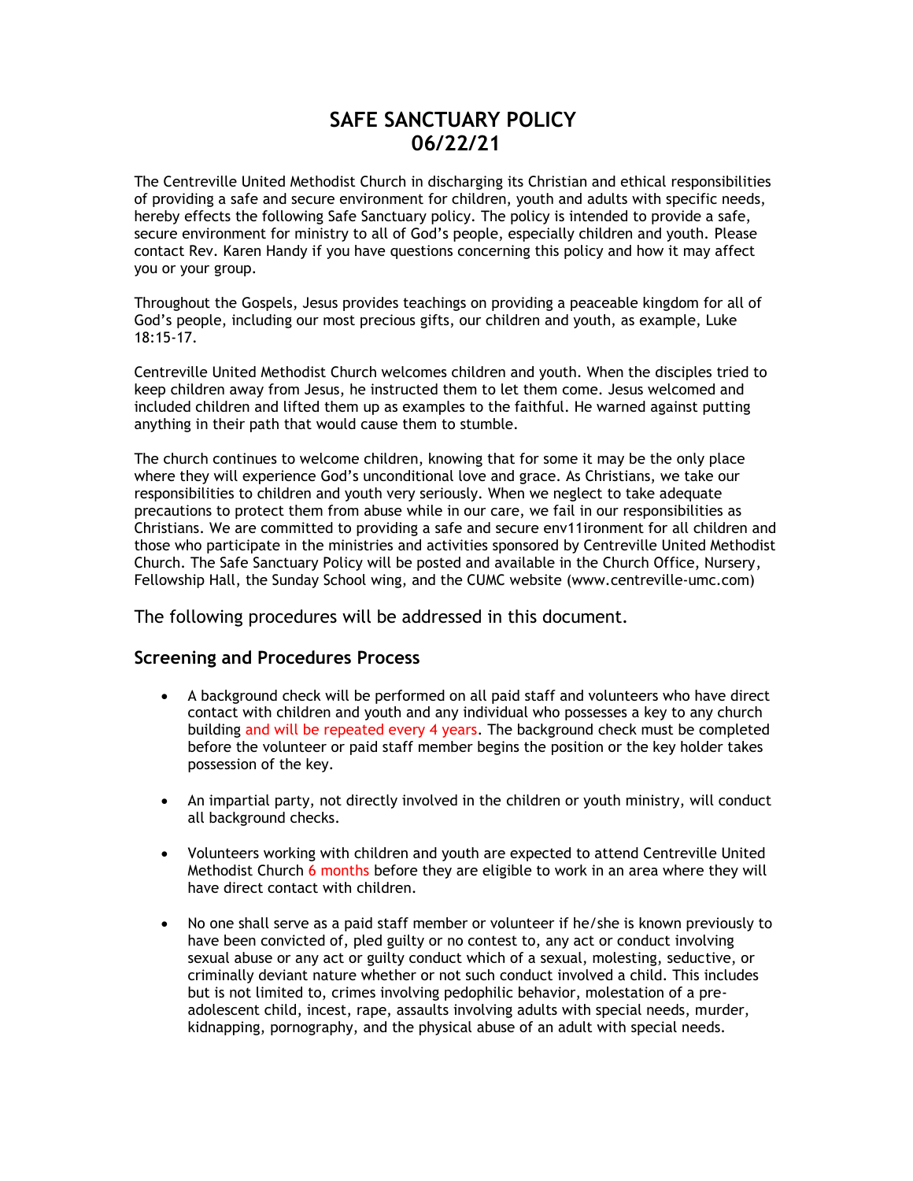# SAFE SANCTUARY POLICY
# 06/22/21

The Centreville United Methodist Church in discharging its Christian and ethical responsibilities of providing a safe and secure environment for children, youth and adults with specific needs, hereby effects the following Safe Sanctuary policy. The policy is intended to provide a safe, secure environment for ministry to all of God's people, especially children and youth. Please contact Rev. Karen Handy if you have questions concerning this policy and how it may affect you or your group.

Throughout the Gospels, Jesus provides teachings on providing a peaceable kingdom for all of God's people, including our most precious gifts, our children and youth, as example, Luke 18:15-17.

Centreville United Methodist Church welcomes children and youth. When the disciples tried to keep children away from Jesus, he instructed them to let them come. Jesus welcomed and included children and lifted them up as examples to the faithful. He warned against putting anything in their path that would cause them to stumble.

The church continues to welcome children, knowing that for some it may be the only place where they will experience God's unconditional love and grace. As Christians, we take our responsibilities to children and youth very seriously. When we neglect to take adequate precautions to protect them from abuse while in our care, we fail in our responsibilities as Christians. We are committed to providing a safe and secure env11ironment for all children and those who participate in the ministries and activities sponsored by Centreville United Methodist Church. The Safe Sanctuary Policy will be posted and available in the Church Office, Nursery, Fellowship Hall, the Sunday School wing, and the CUMC website (www.centreville-umc.com)

The following procedures will be addressed in this document.

### Screening and Procedures Process

- A background check will be performed on all paid staff and volunteers who have direct contact with children and youth and any individual who possesses a key to any church building and will be repeated every 4 years. The background check must be completed before the volunteer or paid staff member begins the position or the key holder takes possession of the key.

- An impartial party, not directly involved in the children or youth ministry, will conduct all background checks.

- Volunteers working with children and youth are expected to attend Centreville United Methodist Church 6 months before they are eligible to work in an area where they will have direct contact with children.

- No one shall serve as a paid staff member or volunteer if he/she is known previously to have been convicted of, pled guilty or no contest to, any act or conduct involving sexual abuse or any act or guilty conduct which of a sexual, molesting, seductive, or criminally deviant nature whether or not such conduct involved a child. This includes but is not limited to, crimes involving pedophilic behavior, molestation of a pre-adolescent child, incest, rape, assaults involving adults with special needs, murder, kidnapping, pornography, and the physical abuse of an adult with special needs.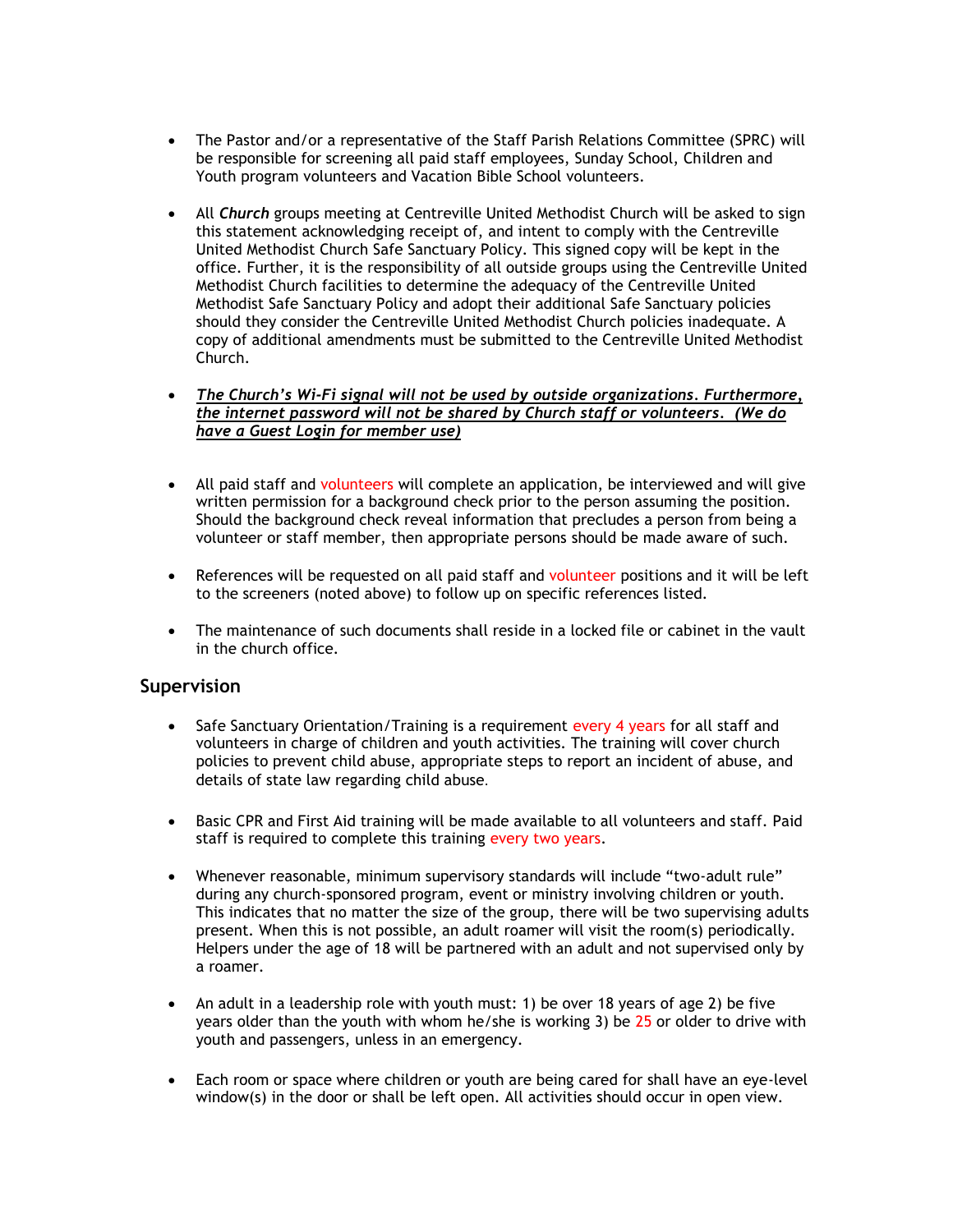- The Pastor and/or a representative of the Staff Parish Relations Committee (SPRC) will be responsible for screening all paid staff employees, Sunday School, Children and Youth program volunteers and Vacation Bible School volunteers.

- All ***Church*** groups meeting at Centreville United Methodist Church will be asked to sign this statement acknowledging receipt of, and intent to comply with the Centreville United Methodist Church Safe Sanctuary Policy. This signed copy will be kept in the office. Further, it is the responsibility of all outside groups using the Centreville United Methodist Church facilities to determine the adequacy of the Centreville United Methodist Safe Sanctuary Policy and adopt their additional Safe Sanctuary policies should they consider the Centreville United Methodist Church policies inadequate. A copy of additional amendments must be submitted to the Centreville United Methodist Church.

- ***<u>The Church's Wi-Fi signal will not be used by outside organizations. Furthermore, the internet password will not be shared by Church staff or volunteers. (We do have a Guest Login for member use)</u>***

- All paid staff and volunteers will complete an application, be interviewed and will give written permission for a background check prior to the person assuming the position. Should the background check reveal information that precludes a person from being a volunteer or staff member, then appropriate persons should be made aware of such.

- References will be requested on all paid staff and volunteer positions and it will be left to the screeners (noted above) to follow up on specific references listed.

- The maintenance of such documents shall reside in a locked file or cabinet in the vault in the church office.

## Supervision

- Safe Sanctuary Orientation/Training is a requirement every 4 years for all staff and volunteers in charge of children and youth activities. The training will cover church policies to prevent child abuse, appropriate steps to report an incident of abuse, and details of state law regarding child abuse.

- Basic CPR and First Aid training will be made available to all volunteers and staff. Paid staff is required to complete this training every two years.

- Whenever reasonable, minimum supervisory standards will include "two-adult rule" during any church-sponsored program, event or ministry involving children or youth. This indicates that no matter the size of the group, there will be two supervising adults present. When this is not possible, an adult roamer will visit the room(s) periodically. Helpers under the age of 18 will be partnered with an adult and not supervised only by a roamer.

- An adult in a leadership role with youth must: 1) be over 18 years of age 2) be five years older than the youth with whom he/she is working 3) be 25 or older to drive with youth and passengers, unless in an emergency.

- Each room or space where children or youth are being cared for shall have an eye-level window(s) in the door or shall be left open. All activities should occur in open view.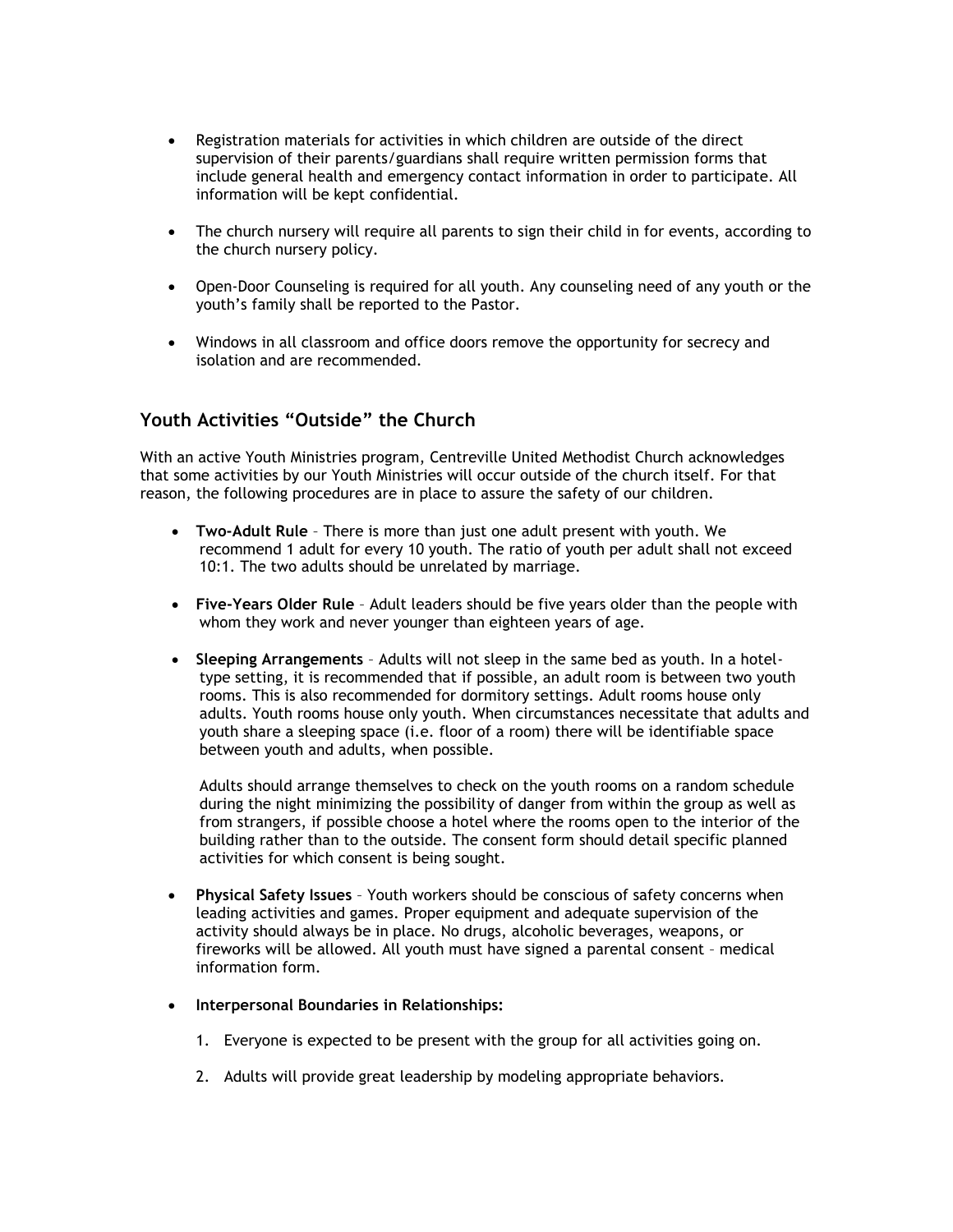- Registration materials for activities in which children are outside of the direct supervision of their parents/guardians shall require written permission forms that include general health and emergency contact information in order to participate. All information will be kept confidential.

- The church nursery will require all parents to sign their child in for events, according to the church nursery policy.

- Open-Door Counseling is required for all youth. Any counseling need of any youth or the youth's family shall be reported to the Pastor.

- Windows in all classroom and office doors remove the opportunity for secrecy and isolation and are recommended.

## Youth Activities "Outside" the Church

With an active Youth Ministries program, Centreville United Methodist Church acknowledges that some activities by our Youth Ministries will occur outside of the church itself. For that reason, the following procedures are in place to assure the safety of our children.

- **Two-Adult Rule** – There is more than just one adult present with youth. We recommend 1 adult for every 10 youth. The ratio of youth per adult shall not exceed 10:1. The two adults should be unrelated by marriage.

- **Five-Years Older Rule** – Adult leaders should be five years older than the people with whom they work and never younger than eighteen years of age.

- **Sleeping Arrangements** – Adults will not sleep in the same bed as youth. In a hotel-type setting, it is recommended that if possible, an adult room is between two youth rooms. This is also recommended for dormitory settings. Adult rooms house only adults. Youth rooms house only youth. When circumstances necessitate that adults and youth share a sleeping space (i.e. floor of a room) there will be identifiable space between youth and adults, when possible.

  Adults should arrange themselves to check on the youth rooms on a random schedule during the night minimizing the possibility of danger from within the group as well as from strangers, if possible choose a hotel where the rooms open to the interior of the building rather than to the outside. The consent form should detail specific planned activities for which consent is being sought.

- **Physical Safety Issues** – Youth workers should be conscious of safety concerns when leading activities and games. Proper equipment and adequate supervision of the activity should always be in place. No drugs, alcoholic beverages, weapons, or fireworks will be allowed. All youth must have signed a parental consent – medical information form.

- **Interpersonal Boundaries in Relationships:**

  1. Everyone is expected to be present with the group for all activities going on.

  2. Adults will provide great leadership by modeling appropriate behaviors.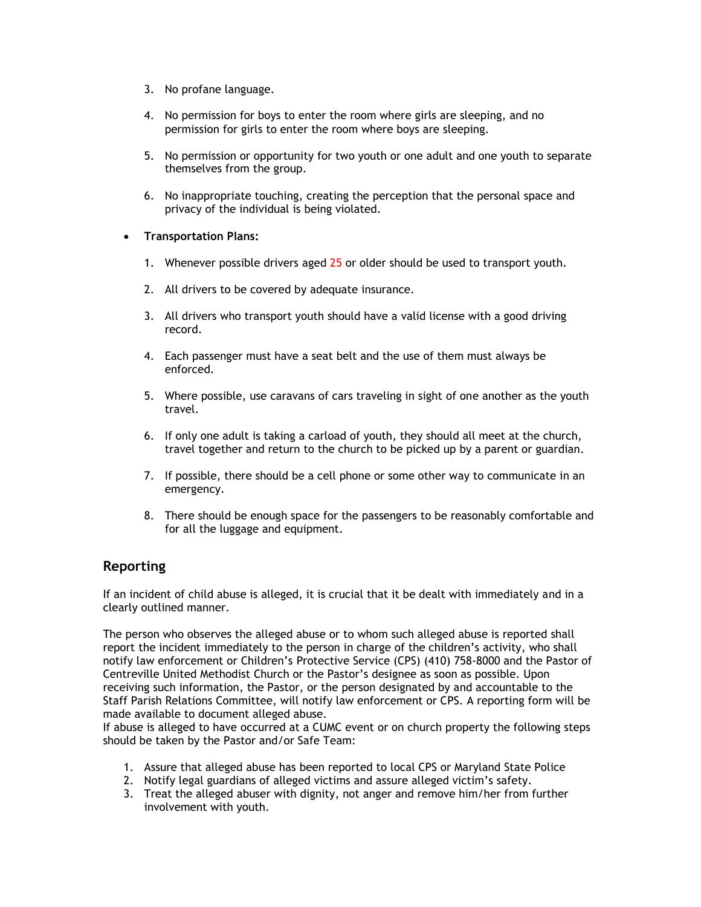3. No profane language.

4. No permission for boys to enter the room where girls are sleeping, and no permission for girls to enter the room where boys are sleeping.

5. No permission or opportunity for two youth or one adult and one youth to separate themselves from the group.

6. No inappropriate touching, creating the perception that the personal space and privacy of the individual is being violated.

- **Transportation Plans:**

  1. Whenever possible drivers aged 25 or older should be used to transport youth.

  2. All drivers to be covered by adequate insurance.

  3. All drivers who transport youth should have a valid license with a good driving record.

  4. Each passenger must have a seat belt and the use of them must always be enforced.

  5. Where possible, use caravans of cars traveling in sight of one another as the youth travel.

  6. If only one adult is taking a carload of youth, they should all meet at the church, travel together and return to the church to be picked up by a parent or guardian.

  7. If possible, there should be a cell phone or some other way to communicate in an emergency.

  8. There should be enough space for the passengers to be reasonably comfortable and for all the luggage and equipment.

## Reporting

If an incident of child abuse is alleged, it is crucial that it be dealt with immediately and in a clearly outlined manner.

The person who observes the alleged abuse or to whom such alleged abuse is reported shall report the incident immediately to the person in charge of the children's activity, who shall notify law enforcement or Children's Protective Service (CPS) (410) 758-8000 and the Pastor of Centreville United Methodist Church or the Pastor's designee as soon as possible. Upon receiving such information, the Pastor, or the person designated by and accountable to the Staff Parish Relations Committee, will notify law enforcement or CPS. A reporting form will be made available to document alleged abuse.
If abuse is alleged to have occurred at a CUMC event or on church property the following steps should be taken by the Pastor and/or Safe Team:

1. Assure that alleged abuse has been reported to local CPS or Maryland State Police
2. Notify legal guardians of alleged victims and assure alleged victim's safety.
3. Treat the alleged abuser with dignity, not anger and remove him/her from further involvement with youth.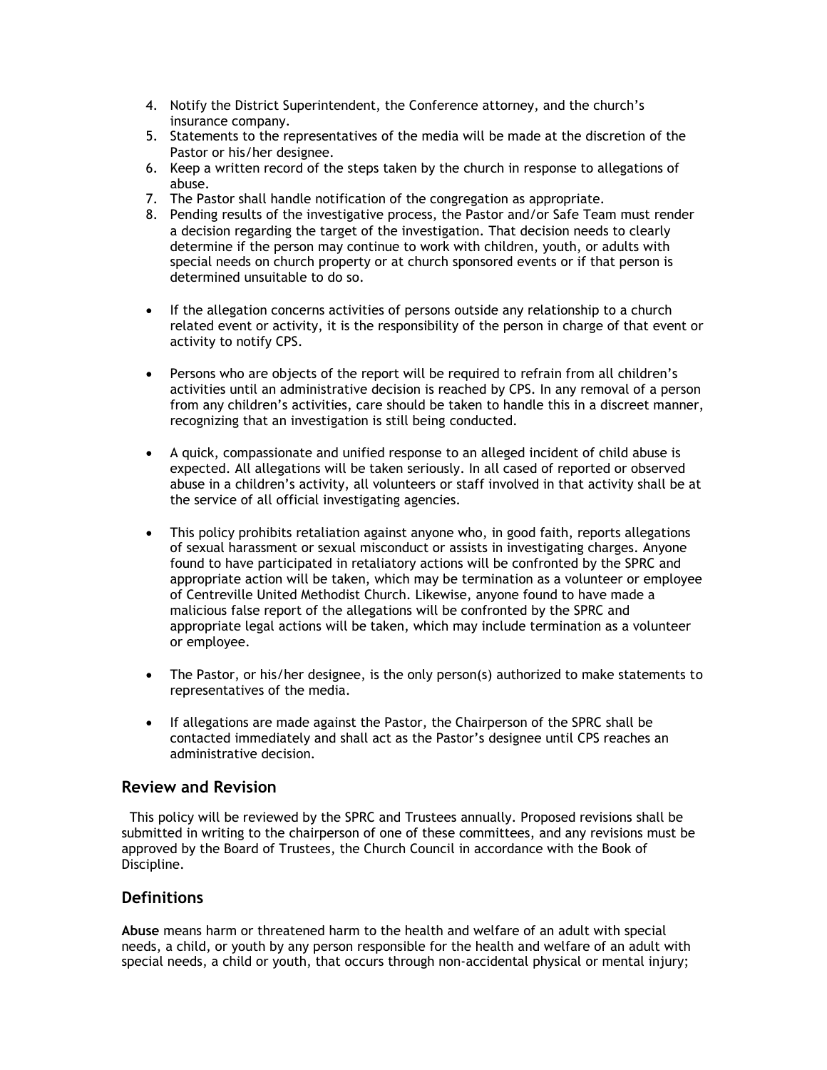4. Notify the District Superintendent, the Conference attorney, and the church's insurance company.
5. Statements to the representatives of the media will be made at the discretion of the Pastor or his/her designee.
6. Keep a written record of the steps taken by the church in response to allegations of abuse.
7. The Pastor shall handle notification of the congregation as appropriate.
8. Pending results of the investigative process, the Pastor and/or Safe Team must render a decision regarding the target of the investigation. That decision needs to clearly determine if the person may continue to work with children, youth, or adults with special needs on church property or at church sponsored events or if that person is determined unsuitable to do so.

- If the allegation concerns activities of persons outside any relationship to a church related event or activity, it is the responsibility of the person in charge of that event or activity to notify CPS.

- Persons who are objects of the report will be required to refrain from all children's activities until an administrative decision is reached by CPS. In any removal of a person from any children's activities, care should be taken to handle this in a discreet manner, recognizing that an investigation is still being conducted.

- A quick, compassionate and unified response to an alleged incident of child abuse is expected. All allegations will be taken seriously. In all cased of reported or observed abuse in a children's activity, all volunteers or staff involved in that activity shall be at the service of all official investigating agencies.

- This policy prohibits retaliation against anyone who, in good faith, reports allegations of sexual harassment or sexual misconduct or assists in investigating charges. Anyone found to have participated in retaliatory actions will be confronted by the SPRC and appropriate action will be taken, which may be termination as a volunteer or employee of Centreville United Methodist Church. Likewise, anyone found to have made a malicious false report of the allegations will be confronted by the SPRC and appropriate legal actions will be taken, which may include termination as a volunteer or employee.

- The Pastor, or his/her designee, is the only person(s) authorized to make statements to representatives of the media.

- If allegations are made against the Pastor, the Chairperson of the SPRC shall be contacted immediately and shall act as the Pastor's designee until CPS reaches an administrative decision.

## Review and Revision

This policy will be reviewed by the SPRC and Trustees annually. Proposed revisions shall be submitted in writing to the chairperson of one of these committees, and any revisions must be approved by the Board of Trustees, the Church Council in accordance with the Book of Discipline.

## Definitions

**Abuse** means harm or threatened harm to the health and welfare of an adult with special needs, a child, or youth by any person responsible for the health and welfare of an adult with special needs, a child or youth, that occurs through non-accidental physical or mental injury;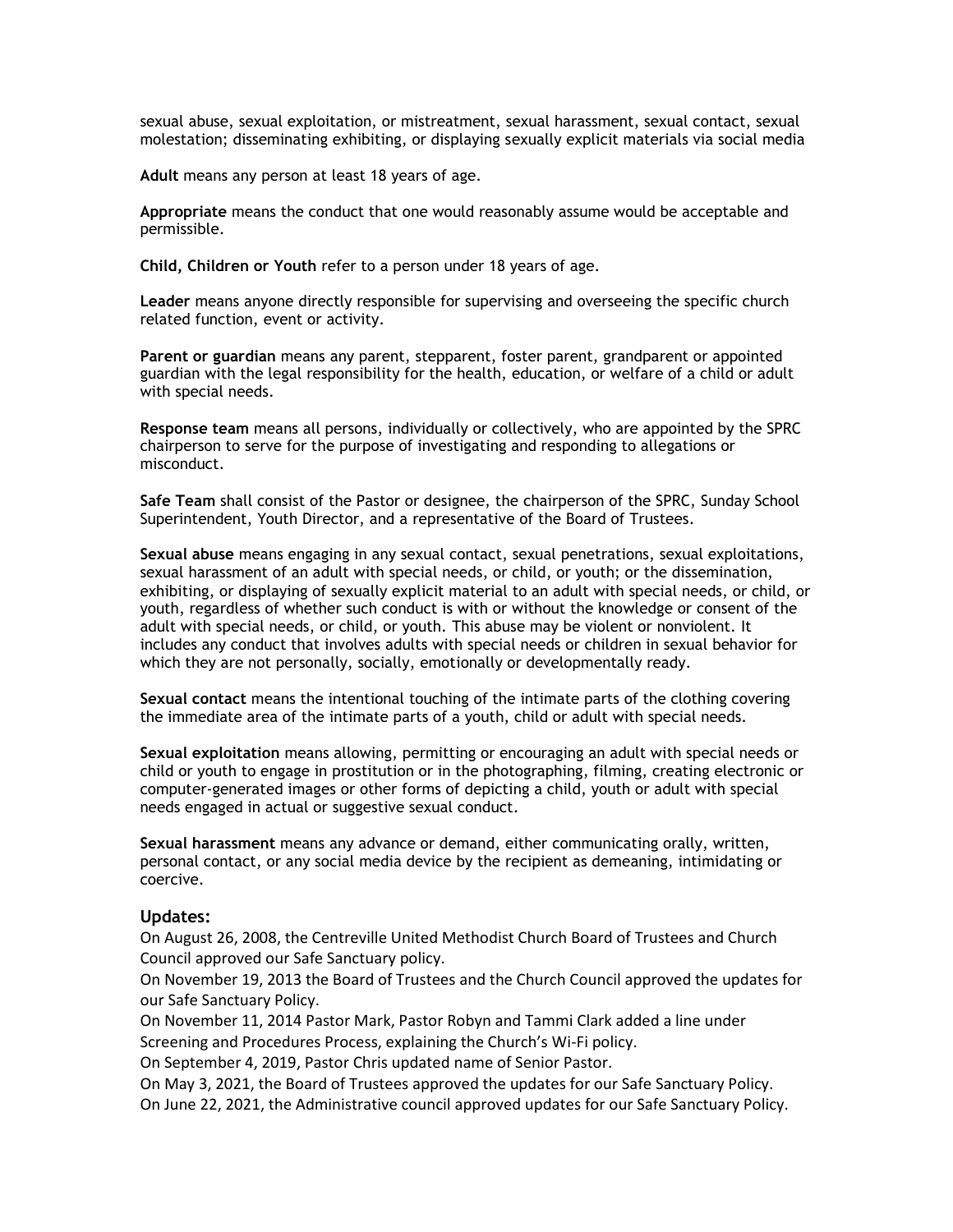sexual abuse, sexual exploitation, or mistreatment, sexual harassment, sexual contact, sexual molestation; disseminating exhibiting, or displaying sexually explicit materials via social media

**Adult** means any person at least 18 years of age.

**Appropriate** means the conduct that one would reasonably assume would be acceptable and permissible.

**Child, Children or Youth** refer to a person under 18 years of age.

**Leader** means anyone directly responsible for supervising and overseeing the specific church related function, event or activity.

**Parent or guardian** means any parent, stepparent, foster parent, grandparent or appointed guardian with the legal responsibility for the health, education, or welfare of a child or adult with special needs.

**Response team** means all persons, individually or collectively, who are appointed by the SPRC chairperson to serve for the purpose of investigating and responding to allegations or misconduct.

**Safe Team** shall consist of the Pastor or designee, the chairperson of the SPRC, Sunday School Superintendent, Youth Director, and a representative of the Board of Trustees.

**Sexual abuse** means engaging in any sexual contact, sexual penetrations, sexual exploitations, sexual harassment of an adult with special needs, or child, or youth; or the dissemination, exhibiting, or displaying of sexually explicit material to an adult with special needs, or child, or youth, regardless of whether such conduct is with or without the knowledge or consent of the adult with special needs, or child, or youth. This abuse may be violent or nonviolent. It includes any conduct that involves adults with special needs or children in sexual behavior for which they are not personally, socially, emotionally or developmentally ready.

**Sexual contact** means the intentional touching of the intimate parts of the clothing covering the immediate area of the intimate parts of a youth, child or adult with special needs.

**Sexual exploitation** means allowing, permitting or encouraging an adult with special needs or child or youth to engage in prostitution or in the photographing, filming, creating electronic or computer-generated images or other forms of depicting a child, youth or adult with special needs engaged in actual or suggestive sexual conduct.

**Sexual harassment** means any advance or demand, either communicating orally, written, personal contact, or any social media device by the recipient as demeaning, intimidating or coercive.

## Updates:

On August 26, 2008, the Centreville United Methodist Church Board of Trustees and Church Council approved our Safe Sanctuary policy.

On November 19, 2013 the Board of Trustees and the Church Council approved the updates for our Safe Sanctuary Policy.

On November 11, 2014 Pastor Mark, Pastor Robyn and Tammi Clark added a line under Screening and Procedures Process, explaining the Church's Wi-Fi policy.

On September 4, 2019, Pastor Chris updated name of Senior Pastor.

On May 3, 2021, the Board of Trustees approved the updates for our Safe Sanctuary Policy.

On June 22, 2021, the Administrative council approved updates for our Safe Sanctuary Policy.